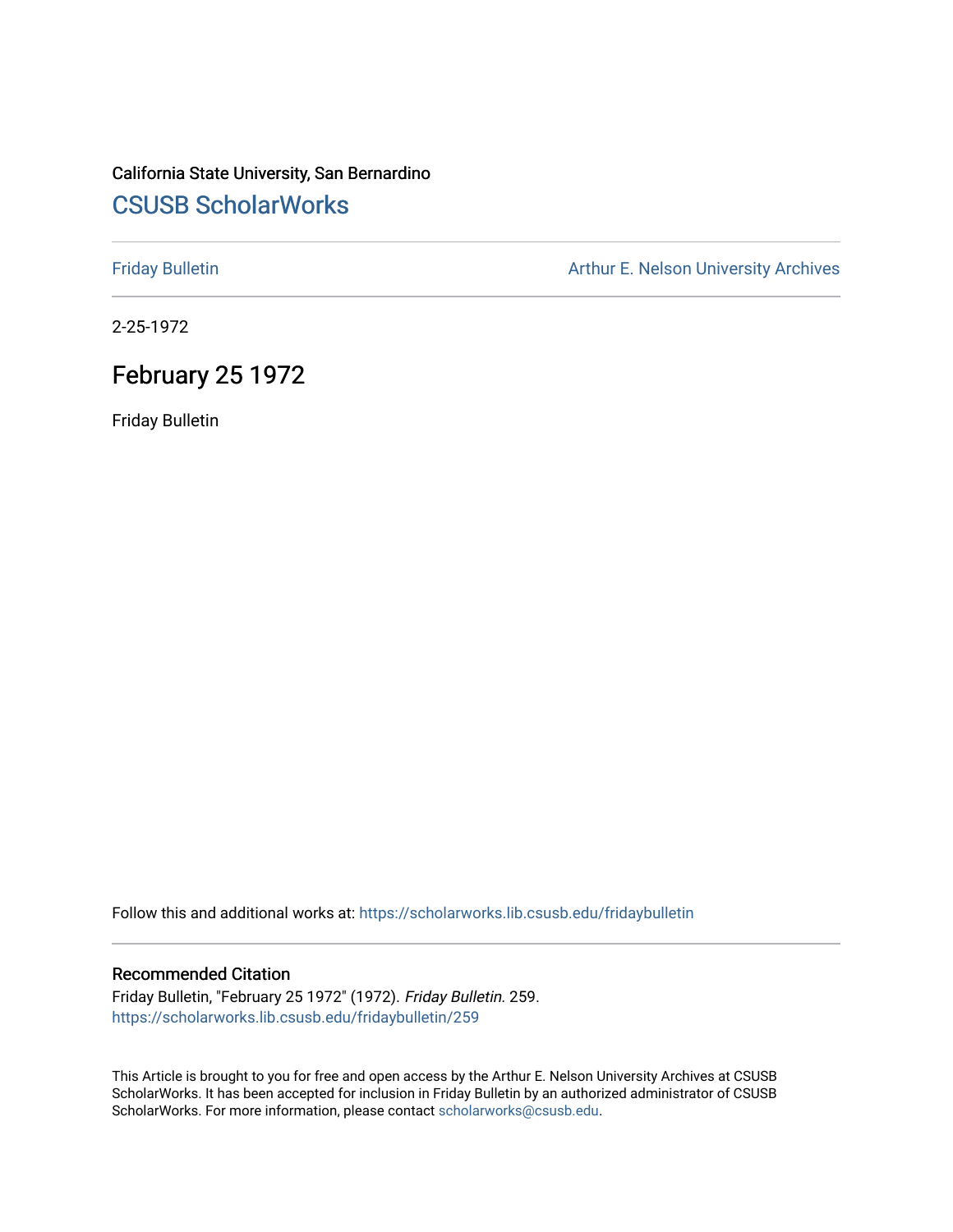California State University, San Bernardino

## CSUSB ScholarWorks

Friday Bulletin

Arthur E. Nelson University Archives

2-25-1972

# February 25 1972

Friday Bulletin

Follow this and additional works at: https://scholarworks.lib.csusb.edu/fridaybulletin

### Recommended Citation

Friday Bulletin, "February 25 1972" (1972). *Friday Bulletin*. 259.
https://scholarworks.lib.csusb.edu/fridaybulletin/259

This Article is brought to you for free and open access by the Arthur E. Nelson University Archives at CSUSB ScholarWorks. It has been accepted for inclusion in Friday Bulletin by an authorized administrator of CSUSB ScholarWorks. For more information, please contact scholarworks@csusb.edu.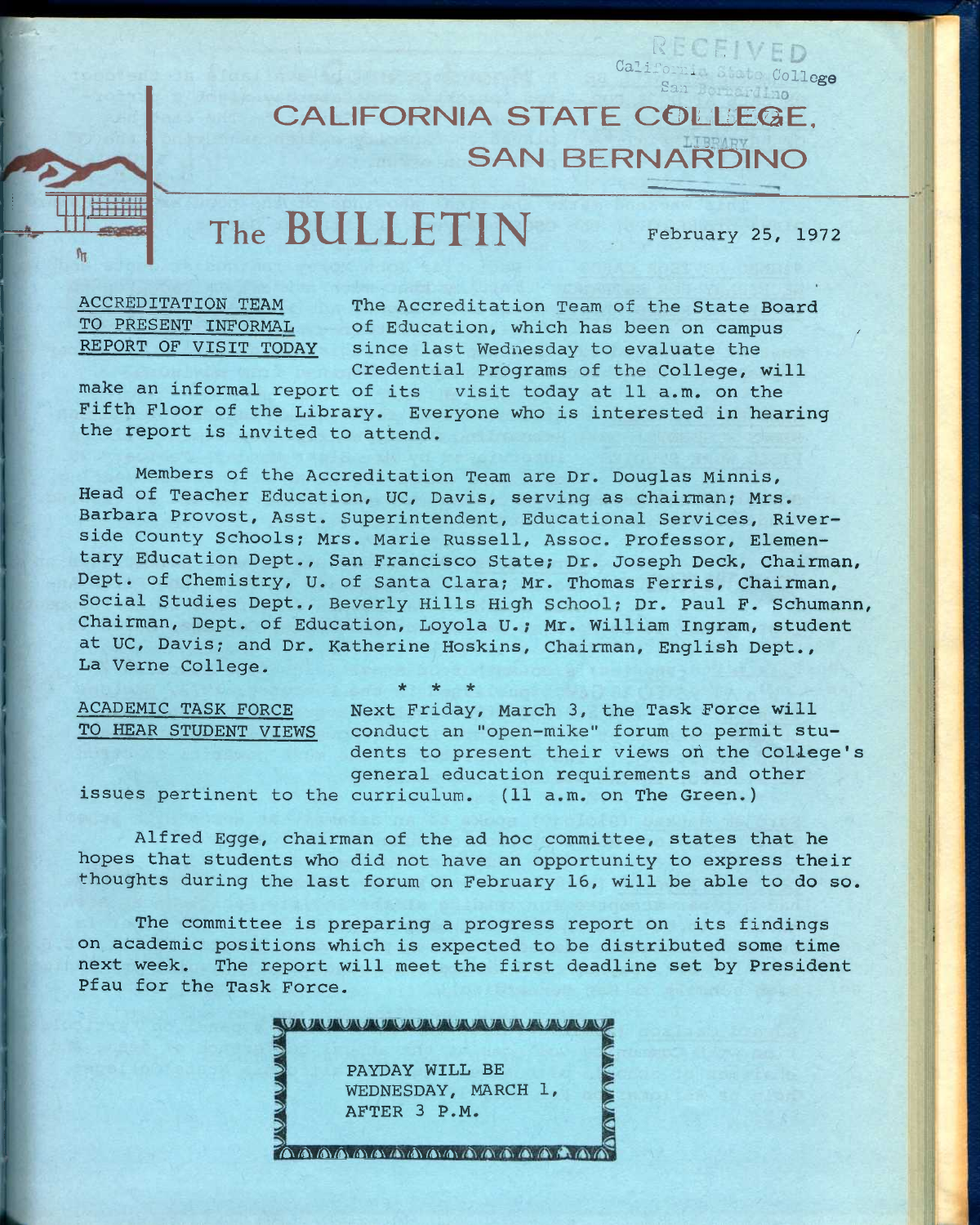RECEIVED
California State College
San Bernardino
LIBRARY

# CALIFORNIA STATE COLLEGE, SAN BERNARDINO

# The BULLETIN

February 25, 1972

**ACCREDITATION TEAM TO PRESENT INFORMAL REPORT OF VISIT TODAY**

The Accreditation Team of the State Board of Education, which has been on campus since last Wednesday to evaluate the Credential Programs of the College, will make an informal report of its visit today at 11 a.m. on the Fifth Floor of the Library. Everyone who is interested in hearing the report is invited to attend.

Members of the Accreditation Team are Dr. Douglas Minnis, Head of Teacher Education, UC, Davis, serving as chairman; Mrs. Barbara Provost, Asst. Superintendent, Educational Services, Riverside County Schools; Mrs. Marie Russell, Assoc. Professor, Elementary Education Dept., San Francisco State; Dr. Joseph Deck, Chairman, Dept. of Chemistry, U. of Santa Clara; Mr. Thomas Ferris, Chairman, Social Studies Dept., Beverly Hills High School; Dr. Paul F. Schumann, Chairman, Dept. of Education, Loyola U.; Mr. William Ingram, student at UC, Davis; and Dr. Katherine Hoskins, Chairman, English Dept., La Verne College.

\* \* \*

**ACADEMIC TASK FORCE TO HEAR STUDENT VIEWS**

Next Friday, March 3, the Task Force will conduct an "open-mike" forum to permit students to present their views on the College's general education requirements and other issues pertinent to the curriculum. (11 a.m. on The Green.)

Alfred Egge, chairman of the ad hoc committee, states that he hopes that students who did not have an opportunity to express their thoughts during the last forum on February 16, will be able to do so.

The committee is preparing a progress report on its findings on academic positions which is expected to be distributed some time next week. The report will meet the first deadline set by President Pfau for the Task Force.

PAYDAY WILL BE WEDNESDAY, MARCH 1, AFTER 3 P.M.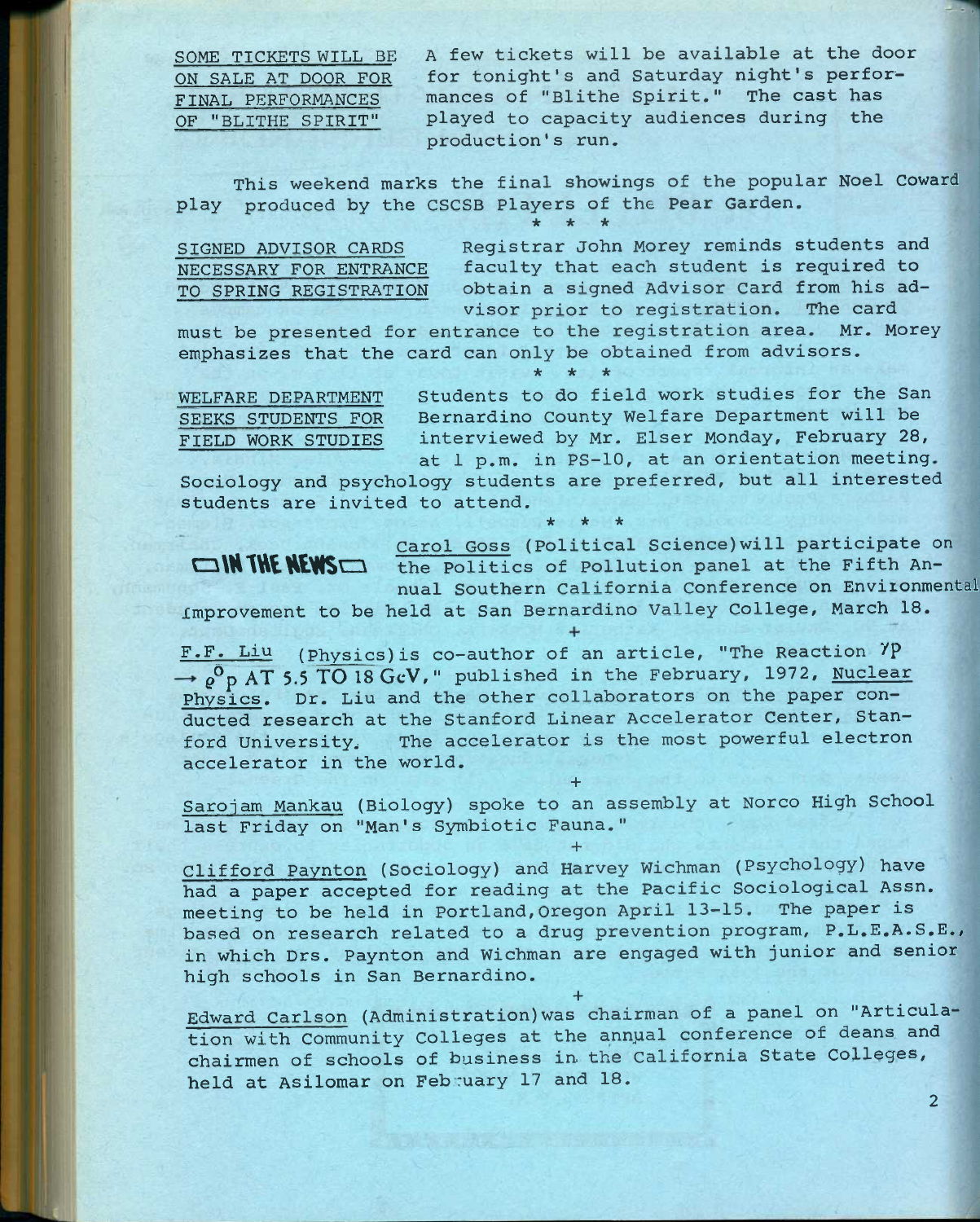SOME TICKETS WILL BE ON SALE AT DOOR FOR FINAL PERFORMANCES OF "BLITHE SPIRIT"

A few tickets will be available at the door for tonight's and Saturday night's performances of "Blithe Spirit." The cast has played to capacity audiences during the production's run.

This weekend marks the final showings of the popular Noel Coward play produced by the CSCSB Players of the Pear Garden.

\* \* \*

SIGNED ADVISOR CARDS NECESSARY FOR ENTRANCE TO SPRING REGISTRATION

Registrar John Morey reminds students and faculty that each student is required to obtain a signed Advisor Card from his advisor prior to registration. The card must be presented for entrance to the registration area. Mr. Morey emphasizes that the card can only be obtained from advisors.

\* \* \*

WELFARE DEPARTMENT SEEKS STUDENTS FOR FIELD WORK STUDIES

Students to do field work studies for the San Bernardino County Welfare Department will be interviewed by Mr. Elser Monday, February 28, at 1 p.m. in PS-10, at an orientation meeting. Sociology and psychology students are preferred, but all interested students are invited to attend.

\* \* \*

## IN THE NEWS

Carol Goss (Political Science) will participate on the Politics of Pollution panel at the Fifth Annual Southern California Conference on Environmental Improvement to be held at San Bernardino Valley College, March 18.

+

F.F. Liu (Physics) is co-author of an article, "The Reaction $\gamma p \rightarrow \rho^0 p$ AT 5.5 TO 18 GeV," published in the February, 1972, Nuclear Physics. Dr. Liu and the other collaborators on the paper conducted research at the Stanford Linear Accelerator Center, Stanford University. The accelerator is the most powerful electron accelerator in the world.

+

Sarojam Mankau (Biology) spoke to an assembly at Norco High School last Friday on "Man's Symbiotic Fauna."

+

Clifford Paynton (Sociology) and Harvey Wichman (Psychology) have had a paper accepted for reading at the Pacific Sociological Assn. meeting to be held in Portland, Oregon April 13-15. The paper is based on research related to a drug prevention program, P.L.E.A.S.E., in which Drs. Paynton and Wichman are engaged with junior and senior high schools in San Bernardino.

+

Edward Carlson (Administration) was chairman of a panel on "Articulation with Community Colleges at the annual conference of deans and chairmen of schools of business in the California State Colleges, held at Asilomar on February 17 and 18.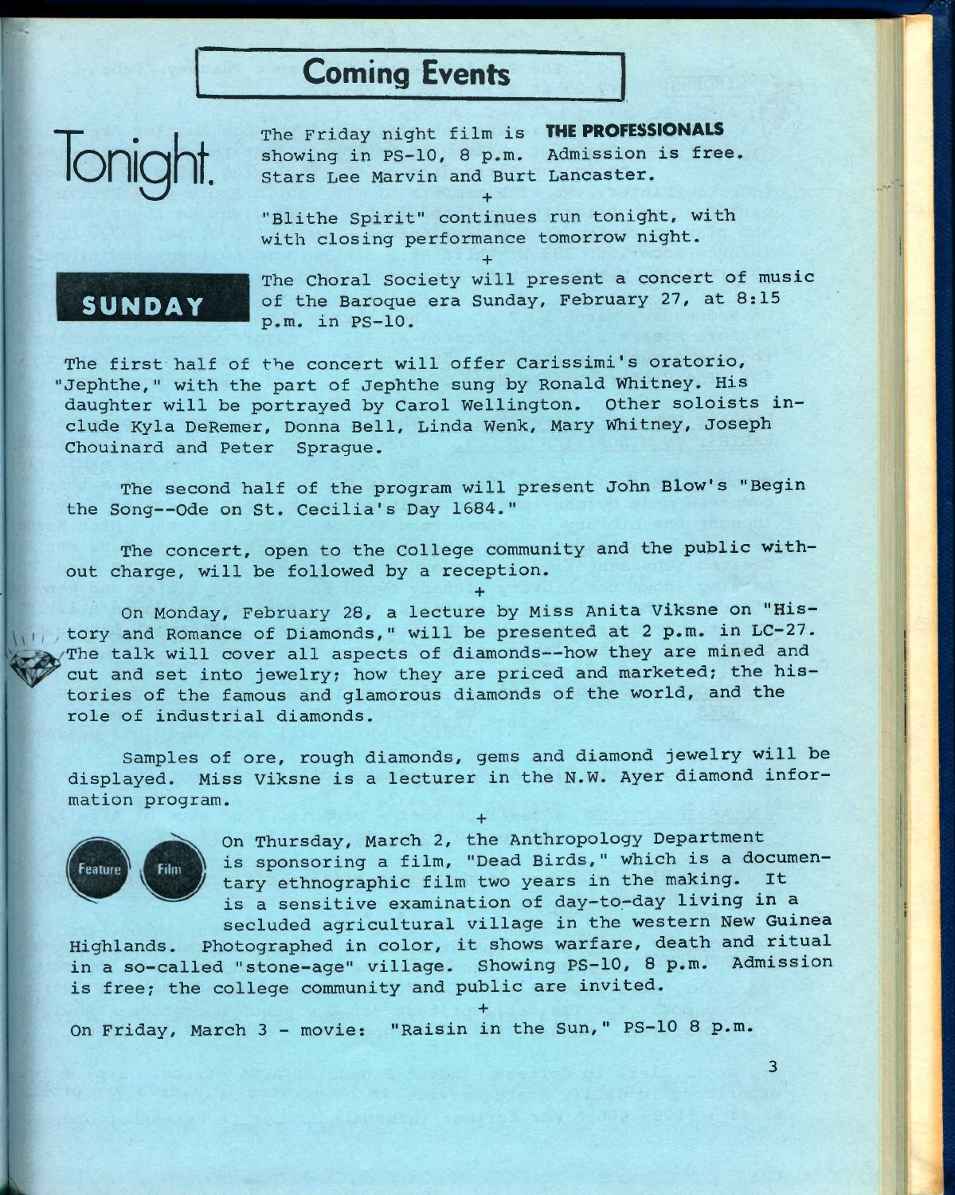# Coming Events

## Tonight.

The Friday night film is **THE PROFESSIONALS** showing in PS-10, 8 p.m. Admission is free. Stars Lee Marvin and Burt Lancaster.

+

"Blithe Spirit" continues run tonight, with with closing performance tomorrow night.

+

## SUNDAY

The Choral Society will present a concert of music of the Baroque era Sunday, February 27, at 8:15 p.m. in PS-10.

The first half of the concert will offer Carissimi's oratorio, "Jephthe," with the part of Jephthe sung by Ronald Whitney. His daughter will be portrayed by Carol Wellington. Other soloists include Kyla DeRemer, Donna Bell, Linda Wenk, Mary Whitney, Joseph Chouinard and Peter Sprague.

The second half of the program will present John Blow's "Begin the Song--Ode on St. Cecilia's Day 1684."

The concert, open to the College community and the public without charge, will be followed by a reception.

+

On Monday, February 28, a lecture by Miss Anita Viksne on "History and Romance of Diamonds," will be presented at 2 p.m. in LC-27. The talk will cover all aspects of diamonds--how they are mined and cut and set into jewelry; how they are priced and marketed; the histories of the famous and glamorous diamonds of the world, and the role of industrial diamonds.

Samples of ore, rough diamonds, gems and diamond jewelry will be displayed. Miss Viksne is a lecturer in the N.W. Ayer diamond information program.

+

**Feature Film**

On Thursday, March 2, the Anthropology Department is sponsoring a film, "Dead Birds," which is a documentary ethnographic film two years in the making. It is a sensitive examination of day-to-day living in a secluded agricultural village in the western New Guinea Highlands. Photographed in color, it shows warfare, death and ritual in a so-called "stone-age" village. Showing PS-10, 8 p.m. Admission is free; the college community and public are invited.

+

On Friday, March 3 - movie: "Raisin in the Sun," PS-10 8 p.m.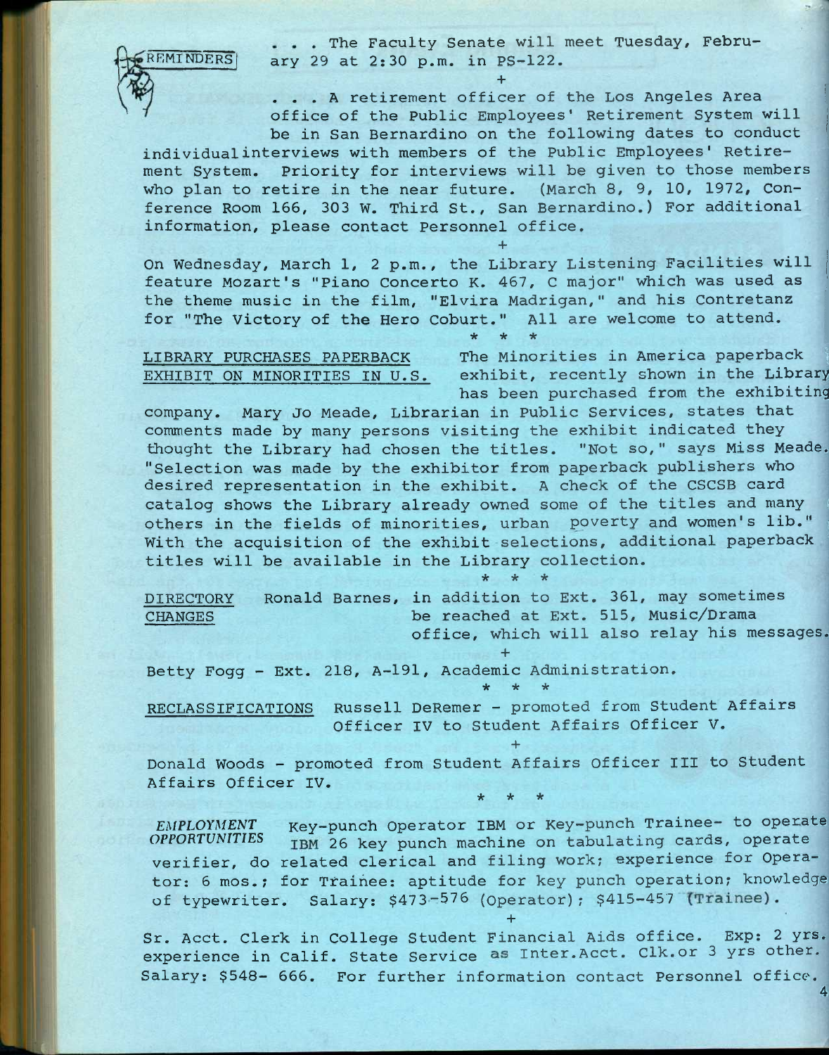REMINDERS

. . . The Faculty Senate will meet Tuesday, February 29 at 2:30 p.m. in PS-122.

+

. . . A retirement officer of the Los Angeles Area office of the Public Employees' Retirement System will be in San Bernardino on the following dates to conduct individual interviews with members of the Public Employees' Retirement System. Priority for interviews will be given to those members who plan to retire in the near future. (March 8, 9, 10, 1972, Conference Room 166, 303 W. Third St., San Bernardino.) For additional information, please contact Personnel office.

+

On Wednesday, March 1, 2 p.m., the Library Listening Facilities will feature Mozart's "Piano Concerto K. 467, C major" which was used as the theme music in the film, "Elvira Madrigan," and his Contretanz for "The Victory of the Hero Coburt." All are welcome to attend.

\* \* \*

LIBRARY PURCHASES PAPERBACK EXHIBIT ON MINORITIES IN U.S. The Minorities in America paperback exhibit, recently shown in the Library has been purchased from the exhibiting company. Mary Jo Meade, Librarian in Public Services, states that comments made by many persons visiting the exhibit indicated they thought the Library had chosen the titles. "Not so," says Miss Meade. "Selection was made by the exhibitor from paperback publishers who desired representation in the exhibit. A check of the CSCSB card catalog shows the Library already owned some of the titles and many others in the fields of minorities, urban poverty and women's lib." With the acquisition of the exhibit selections, additional paperback titles will be available in the Library collection.

\* \* \*

DIRECTORY CHANGES Ronald Barnes, in addition to Ext. 361, may sometimes be reached at Ext. 515, Music/Drama office, which will also relay his messages.

+

Betty Fogg - Ext. 218, A-191, Academic Administration.

\* \* \*

RECLASSIFICATIONS Russell DeRemer - promoted from Student Affairs Officer IV to Student Affairs Officer V.

+

Donald Woods - promoted from Student Affairs Officer III to Student Affairs Officer IV.

\* \* \*

*EMPLOYMENT OPPORTUNITIES* Key-punch Operator IBM or Key-punch Trainee- to operate IBM 26 key punch machine on tabulating cards, operate verifier, do related clerical and filing work; experience for Operator: 6 mos.; for Trainee: aptitude for key punch operation; knowledge of typewriter. Salary: $473-576 (Operator); $415-457 (Trainee).

+

Sr. Acct. Clerk in College Student Financial Aids office. Exp: 2 yrs. experience in Calif. State Service as Inter.Acct. Clk.or 3 yrs other. Salary: $548- 666. For further information contact Personnel office.